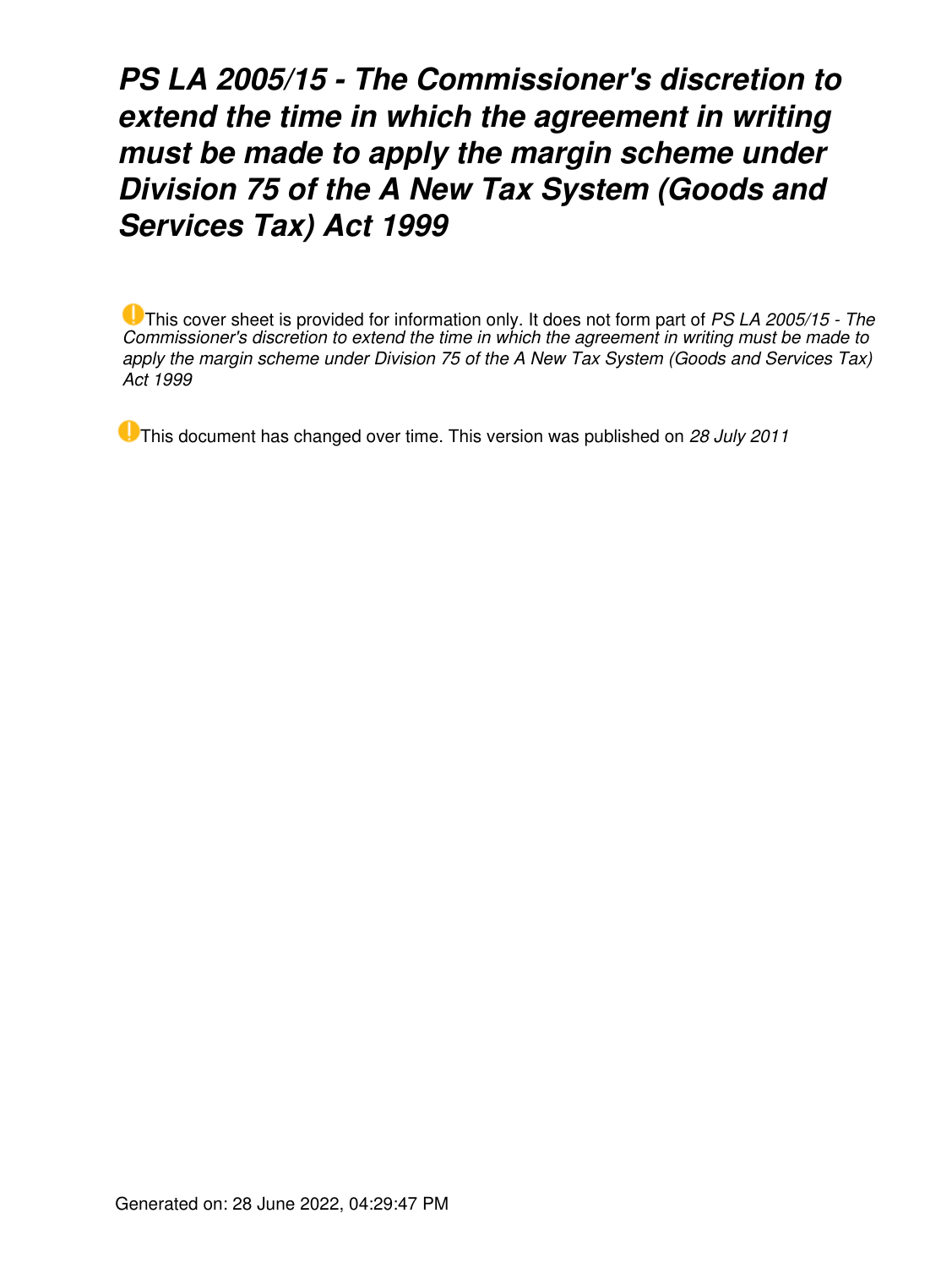# *PS LA 2005/15 - The Commissioner's discretion to extend the time in which the agreement in writing must be made to apply the margin scheme under Division 75 of the A New Tax System (Goods and Services Tax) Act 1999*

This cover sheet is provided for information only. It does not form part of *PS LA 2005/15 - The Commissioner's discretion to extend the time in which the agreement in writing must be made to apply the margin scheme under Division 75 of the A New Tax System (Goods and Services Tax) Act 1999*

This document has changed over time. This version was published on *28 July 2011*

Generated on: 28 June 2022, 04:29:47 PM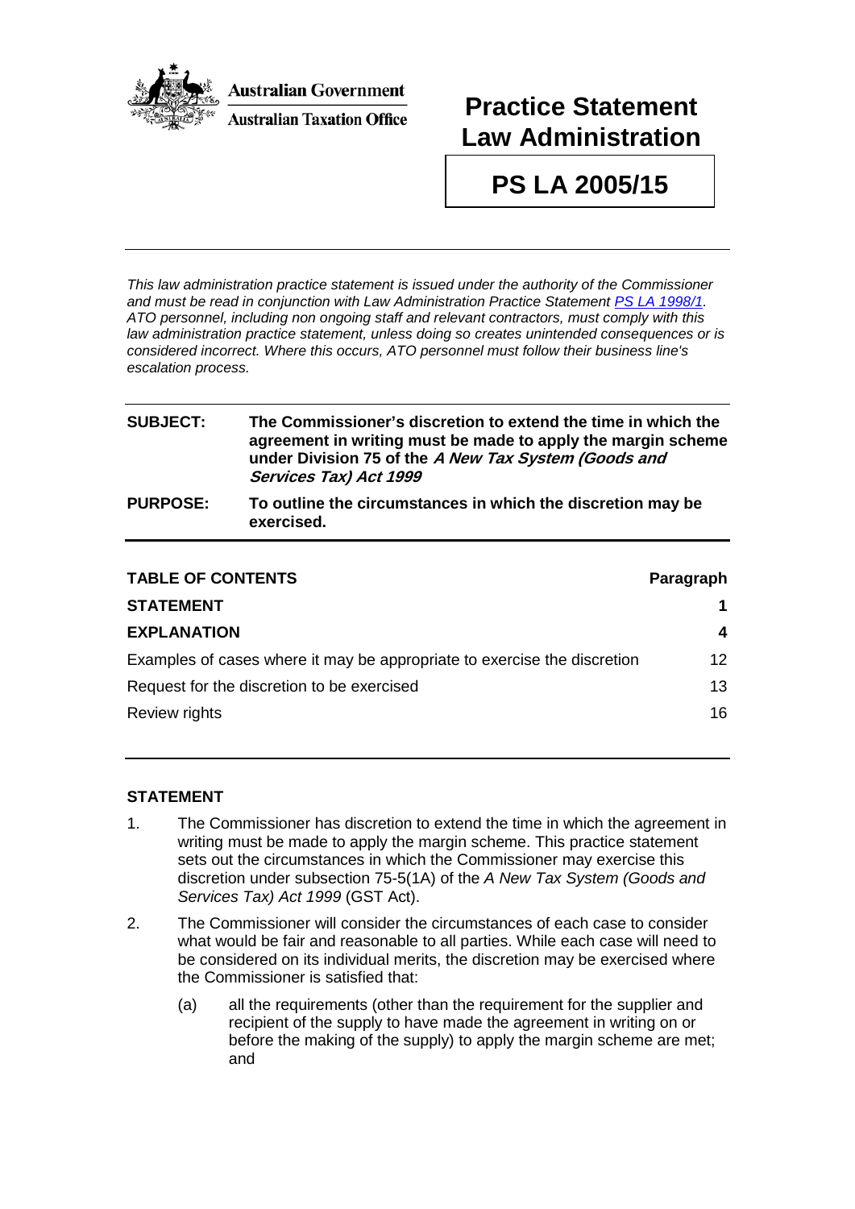**Australian Government**
**Australian Taxation Office**

# Practice Statement Law Administration

# PS LA 2005/15

*This law administration practice statement is issued under the authority of the Commissioner and must be read in conjunction with Law Administration Practice Statement PS LA 1998/1. ATO personnel, including non ongoing staff and relevant contractors, must comply with this law administration practice statement, unless doing so creates unintended consequences or is considered incorrect. Where this occurs, ATO personnel must follow their business line's escalation process.*

| | |
|---|---|
| **SUBJECT:** | **The Commissioner's discretion to extend the time in which the agreement in writing must be made to apply the margin scheme under Division 75 of the *A New Tax System (Goods and Services Tax) Act 1999*** |
| **PURPOSE:** | **To outline the circumstances in which the discretion may be exercised.** |

| **TABLE OF CONTENTS** | **Paragraph** |
|---|---|
| **STATEMENT** | **1** |
| **EXPLANATION** | **4** |
| Examples of cases where it may be appropriate to exercise the discretion | 12 |
| Request for the discretion to be exercised | 13 |
| Review rights | 16 |

## STATEMENT

1. The Commissioner has discretion to extend the time in which the agreement in writing must be made to apply the margin scheme. This practice statement sets out the circumstances in which the Commissioner may exercise this discretion under subsection 75-5(1A) of the *A New Tax System (Goods and Services Tax) Act 1999* (GST Act).

2. The Commissioner will consider the circumstances of each case to consider what would be fair and reasonable to all parties. While each case will need to be considered on its individual merits, the discretion may be exercised where the Commissioner is satisfied that:

   (a) all the requirements (other than the requirement for the supplier and recipient of the supply to have made the agreement in writing on or before the making of the supply) to apply the margin scheme are met; and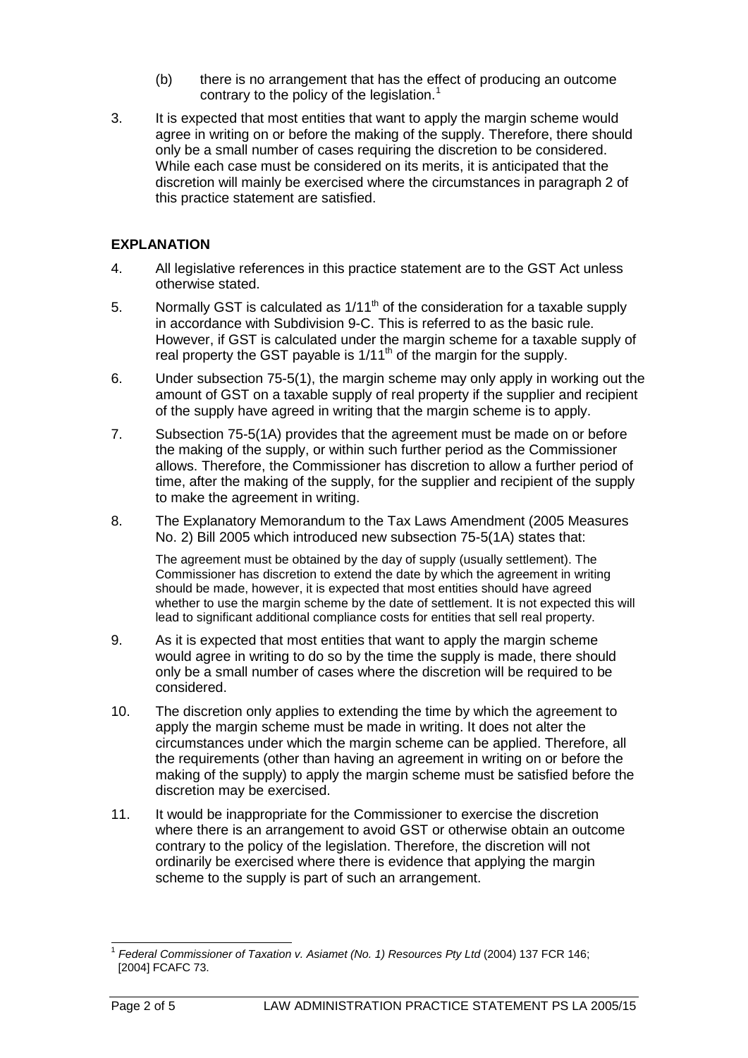(b) there is no arrangement that has the effect of producing an outcome contrary to the policy of the legislation.[1]

3. It is expected that most entities that want to apply the margin scheme would agree in writing on or before the making of the supply. Therefore, there should only be a small number of cases requiring the discretion to be considered. While each case must be considered on its merits, it is anticipated that the discretion will mainly be exercised where the circumstances in paragraph 2 of this practice statement are satisfied.

## EXPLANATION

4. All legislative references in this practice statement are to the GST Act unless otherwise stated.

5. Normally GST is calculated as $1/11^{th}$ of the consideration for a taxable supply in accordance with Subdivision 9-C. This is referred to as the basic rule. However, if GST is calculated under the margin scheme for a taxable supply of real property the GST payable is $1/11^{th}$ of the margin for the supply.

6. Under subsection 75-5(1), the margin scheme may only apply in working out the amount of GST on a taxable supply of real property if the supplier and recipient of the supply have agreed in writing that the margin scheme is to apply.

7. Subsection 75-5(1A) provides that the agreement must be made on or before the making of the supply, or within such further period as the Commissioner allows. Therefore, the Commissioner has discretion to allow a further period of time, after the making of the supply, for the supplier and recipient of the supply to make the agreement in writing.

8. The Explanatory Memorandum to the Tax Laws Amendment (2005 Measures No. 2) Bill 2005 which introduced new subsection 75-5(1A) states that:

> The agreement must be obtained by the day of supply (usually settlement). The Commissioner has discretion to extend the date by which the agreement in writing should be made, however, it is expected that most entities should have agreed whether to use the margin scheme by the date of settlement. It is not expected this will lead to significant additional compliance costs for entities that sell real property.

9. As it is expected that most entities that want to apply the margin scheme would agree in writing to do so by the time the supply is made, there should only be a small number of cases where the discretion will be required to be considered.

10. The discretion only applies to extending the time by which the agreement to apply the margin scheme must be made in writing. It does not alter the circumstances under which the margin scheme can be applied. Therefore, all the requirements (other than having an agreement in writing on or before the making of the supply) to apply the margin scheme must be satisfied before the discretion may be exercised.

11. It would be inappropriate for the Commissioner to exercise the discretion where there is an arrangement to avoid GST or otherwise obtain an outcome contrary to the policy of the legislation. Therefore, the discretion will not ordinarily be exercised where there is evidence that applying the margin scheme to the supply is part of such an arrangement.

---

[1] *Federal Commissioner of Taxation v. Asiamet (No. 1) Resources Pty Ltd* (2004) 137 FCR 146; [2004] FCAFC 73.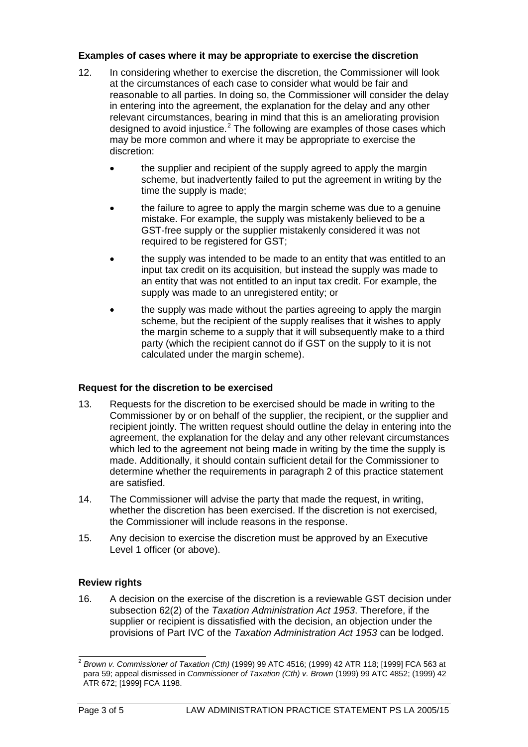### Examples of cases where it may be appropriate to exercise the discretion

12. In considering whether to exercise the discretion, the Commissioner will look at the circumstances of each case to consider what would be fair and reasonable to all parties. In doing so, the Commissioner will consider the delay in entering into the agreement, the explanation for the delay and any other relevant circumstances, bearing in mind that this is an ameliorating provision designed to avoid injustice.[2] The following are examples of those cases which may be more common and where it may be appropriate to exercise the discretion:

    - the supplier and recipient of the supply agreed to apply the margin scheme, but inadvertently failed to put the agreement in writing by the time the supply is made;
    - the failure to agree to apply the margin scheme was due to a genuine mistake. For example, the supply was mistakenly believed to be a GST-free supply or the supplier mistakenly considered it was not required to be registered for GST;
    - the supply was intended to be made to an entity that was entitled to an input tax credit on its acquisition, but instead the supply was made to an entity that was not entitled to an input tax credit. For example, the supply was made to an unregistered entity; or
    - the supply was made without the parties agreeing to apply the margin scheme, but the recipient of the supply realises that it wishes to apply the margin scheme to a supply that it will subsequently make to a third party (which the recipient cannot do if GST on the supply to it is not calculated under the margin scheme).

### Request for the discretion to be exercised

13. Requests for the discretion to be exercised should be made in writing to the Commissioner by or on behalf of the supplier, the recipient, or the supplier and recipient jointly. The written request should outline the delay in entering into the agreement, the explanation for the delay and any other relevant circumstances which led to the agreement not being made in writing by the time the supply is made. Additionally, it should contain sufficient detail for the Commissioner to determine whether the requirements in paragraph 2 of this practice statement are satisfied.

14. The Commissioner will advise the party that made the request, in writing, whether the discretion has been exercised. If the discretion is not exercised, the Commissioner will include reasons in the response.

15. Any decision to exercise the discretion must be approved by an Executive Level 1 officer (or above).

### Review rights

16. A decision on the exercise of the discretion is a reviewable GST decision under subsection 62(2) of the *Taxation Administration Act 1953*. Therefore, if the supplier or recipient is dissatisfied with the decision, an objection under the provisions of Part IVC of the *Taxation Administration Act 1953* can be lodged.

---

[2] *Brown v. Commissioner of Taxation (Cth)* (1999) 99 ATC 4516; (1999) 42 ATR 118; [1999] FCA 563 at para 59; appeal dismissed in *Commissioner of Taxation (Cth) v. Brown* (1999) 99 ATC 4852; (1999) 42 ATR 672; [1999] FCA 1198.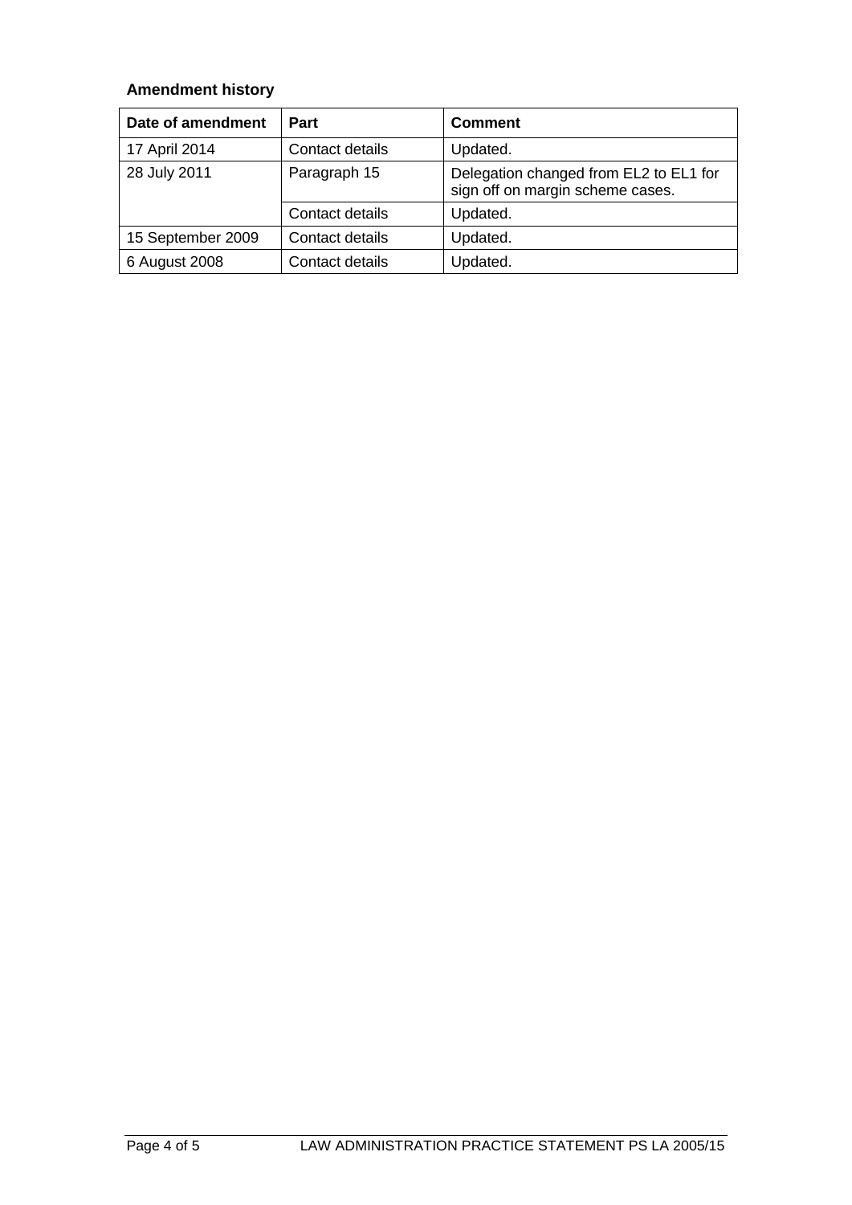### Amendment history

| Date of amendment | Part | Comment |
|---|---|---|
| 17 April 2014 | Contact details | Updated. |
| 28 July 2011 | Paragraph 15 | Delegation changed from EL2 to EL1 for sign off on margin scheme cases. |
| | Contact details | Updated. |
| 15 September 2009 | Contact details | Updated. |
| 6 August 2008 | Contact details | Updated. |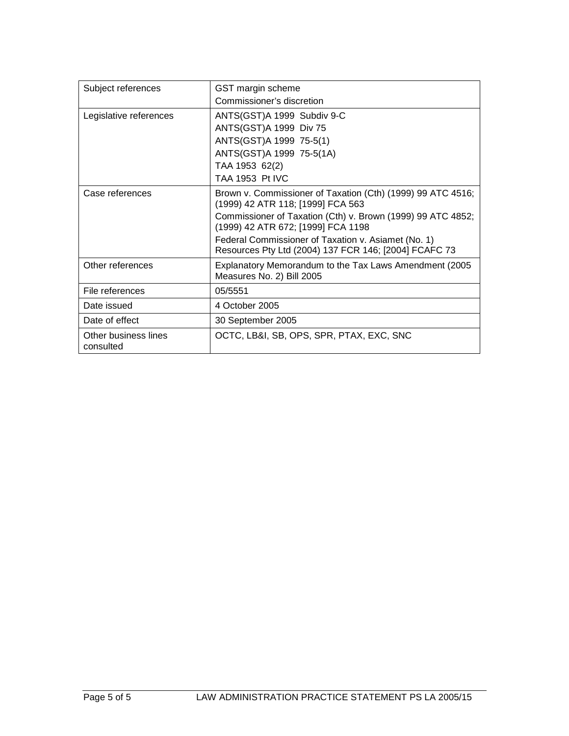| | |
|---|---|
| Subject references | GST margin scheme<br>Commissioner's discretion |
| Legislative references | ANTS(GST)A 1999 Subdiv 9-C<br>ANTS(GST)A 1999 Div 75<br>ANTS(GST)A 1999 75-5(1)<br>ANTS(GST)A 1999 75-5(1A)<br>TAA 1953 62(2)<br>TAA 1953 Pt IVC |
| Case references | Brown v. Commissioner of Taxation (Cth) (1999) 99 ATC 4516; (1999) 42 ATR 118; [1999] FCA 563<br>Commissioner of Taxation (Cth) v. Brown (1999) 99 ATC 4852; (1999) 42 ATR 672; [1999] FCA 1198<br>Federal Commissioner of Taxation v. Asiamet (No. 1) Resources Pty Ltd (2004) 137 FCR 146; [2004] FCAFC 73 |
| Other references | Explanatory Memorandum to the Tax Laws Amendment (2005 Measures No. 2) Bill 2005 |
| File references | 05/5551 |
| Date issued | 4 October 2005 |
| Date of effect | 30 September 2005 |
| Other business lines consulted | OCTC, LB&I, SB, OPS, SPR, PTAX, EXC, SNC |